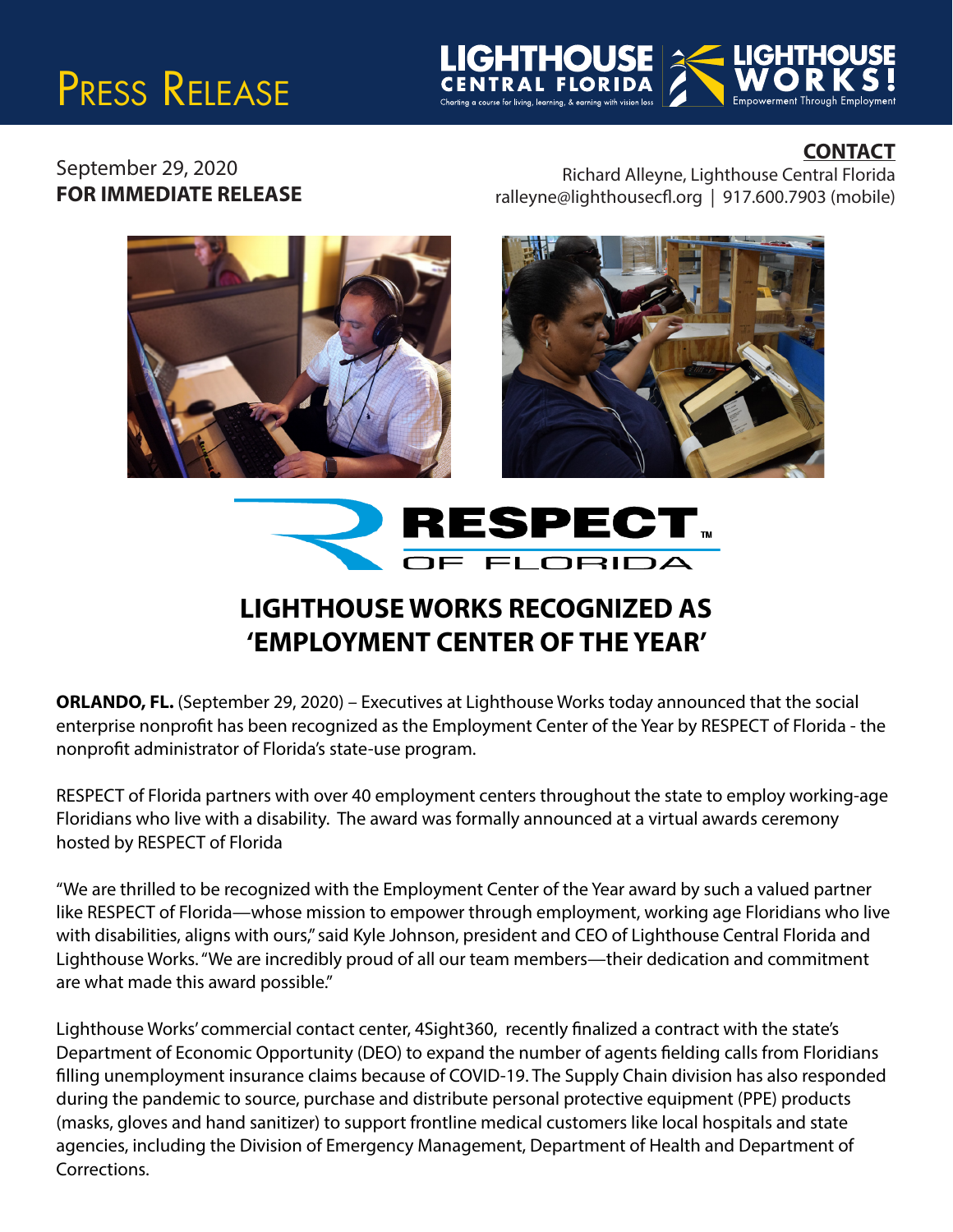# Press Release

LIGHTHOUSE CENTRAL FLORIDA
Charting a course for living, learning, & earning with vision loss

LIGHTHOUSE WORKS!
Empowerment Through Employment

September 29, 2020
**FOR IMMEDIATE RELEASE**

**CONTACT**
Richard Alleyne, Lighthouse Central Florida
ralleyne@lighthousecfl.org | 917.600.7903 (mobile)

RESPECT™ OF FLORIDA

## LIGHTHOUSE WORKS RECOGNIZED AS 'EMPLOYMENT CENTER OF THE YEAR'

**ORLANDO, FL.** (September 29, 2020) – Executives at Lighthouse Works today announced that the social enterprise nonprofit has been recognized as the Employment Center of the Year by RESPECT of Florida - the nonprofit administrator of Florida's state-use program.

RESPECT of Florida partners with over 40 employment centers throughout the state to employ working-age Floridians who live with a disability. The award was formally announced at a virtual awards ceremony hosted by RESPECT of Florida

"We are thrilled to be recognized with the Employment Center of the Year award by such a valued partner like RESPECT of Florida—whose mission to empower through employment, working age Floridians who live with disabilities, aligns with ours," said Kyle Johnson, president and CEO of Lighthouse Central Florida and Lighthouse Works. "We are incredibly proud of all our team members—their dedication and commitment are what made this award possible."

Lighthouse Works' commercial contact center, 4Sight360, recently finalized a contract with the state's Department of Economic Opportunity (DEO) to expand the number of agents fielding calls from Floridians filling unemployment insurance claims because of COVID-19. The Supply Chain division has also responded during the pandemic to source, purchase and distribute personal protective equipment (PPE) products (masks, gloves and hand sanitizer) to support frontline medical customers like local hospitals and state agencies, including the Division of Emergency Management, Department of Health and Department of Corrections.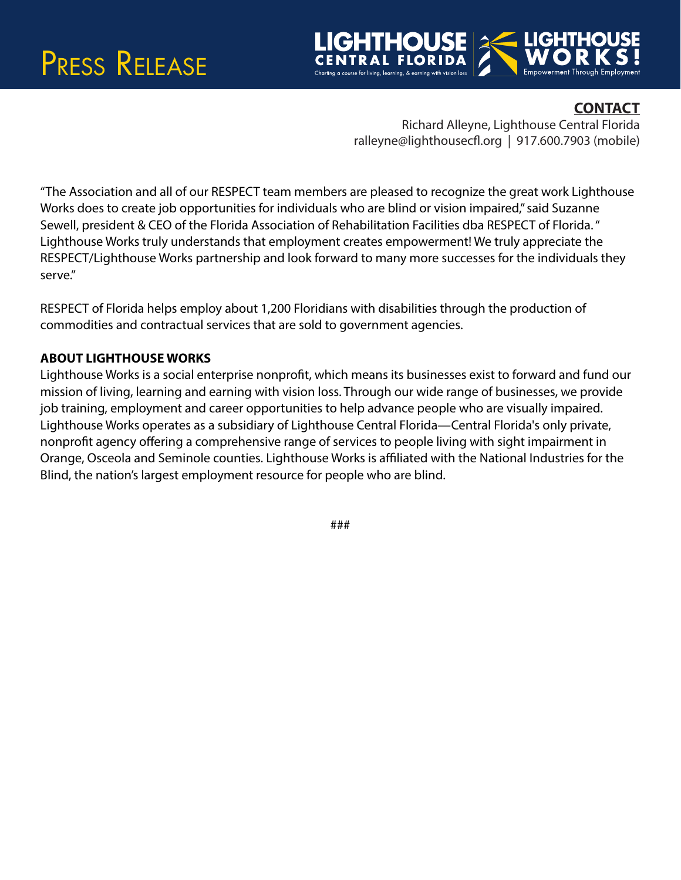# Press Release

LIGHTHOUSE CENTRAL FLORIDA
Charting a course for living, learning, & earning with vision loss

LIGHTHOUSE WORKS!
Empowerment Through Employment

**CONTACT**
Richard Alleyne, Lighthouse Central Florida
ralleyne@lighthousecfl.org | 917.600.7903 (mobile)

"The Association and all of our RESPECT team members are pleased to recognize the great work Lighthouse Works does to create job opportunities for individuals who are blind or vision impaired," said Suzanne Sewell, president & CEO of the Florida Association of Rehabilitation Facilities dba RESPECT of Florida. " Lighthouse Works truly understands that employment creates empowerment! We truly appreciate the RESPECT/Lighthouse Works partnership and look forward to many more successes for the individuals they serve."

RESPECT of Florida helps employ about 1,200 Floridians with disabilities through the production of commodities and contractual services that are sold to government agencies.

**ABOUT LIGHTHOUSE WORKS**
Lighthouse Works is a social enterprise nonprofit, which means its businesses exist to forward and fund our mission of living, learning and earning with vision loss. Through our wide range of businesses, we provide job training, employment and career opportunities to help advance people who are visually impaired. Lighthouse Works operates as a subsidiary of Lighthouse Central Florida—Central Florida's only private, nonprofit agency offering a comprehensive range of services to people living with sight impairment in Orange, Osceola and Seminole counties. Lighthouse Works is affiliated with the National Industries for the Blind, the nation's largest employment resource for people who are blind.

###